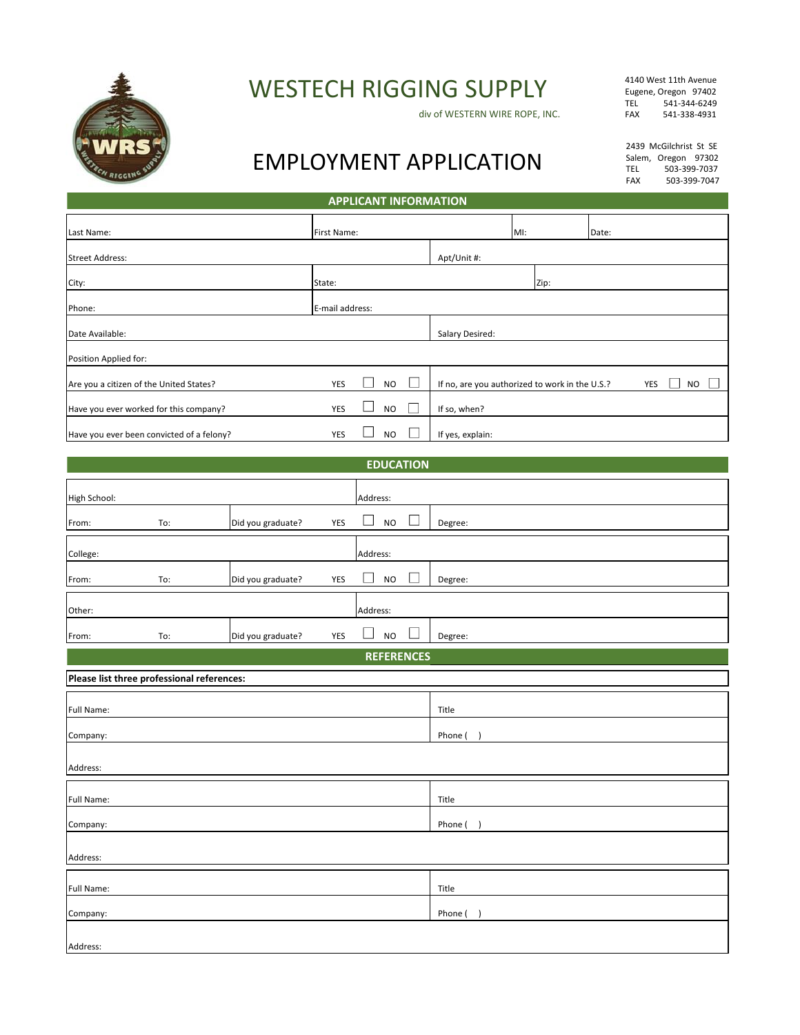# WESTECH RIGGING SUPPLY

div of WESTERN WIRE ROPE, INC.

4140 West 11th Avenue
Eugene, Oregon 97402
TEL 541-344-6249
FAX 541-338-4931

2439 McGilchrist St SE
Salem, Oregon 97302
TEL 503-399-7037
FAX 503-399-7047

# EMPLOYMENT APPLICATION

## APPLICANT INFORMATION

| | | | |
|---|---|---|---|
| Last Name: | First Name: | MI: | Date: |
| Street Address: | | Apt/Unit #: | |
| City: | State: | Zip: | |
| Phone: | E-mail address: | | |
| Date Available: | | Salary Desired: | |
| Position Applied for: | | | |
| Are you a citizen of the United States? | YES ☐ NO ☐ | If no, are you authorized to work in the U.S.? | YES ☐ NO ☐ |
| Have you ever worked for this company? | YES ☐ NO ☐ | If so, when? | |
| Have you ever been convicted of a felony? | YES ☐ NO ☐ | If yes, explain: | |

## EDUCATION

| | | | | |
|---|---|---|---|---|
| High School: | | | Address: | |
| From: | To: | Did you graduate? | YES ☐ NO ☐ | Degree: |
| College: | | | Address: | |
| From: | To: | Did you graduate? | YES ☐ NO ☐ | Degree: |
| Other: | | | Address: | |
| From: | To: | Did you graduate? | YES ☐ NO ☐ | Degree: |

## REFERENCES

**Please list three professional references:**

| | |
|---|---|
| Full Name: | Title |
| Company: | Phone ( ) |
| Address: | |

| | |
|---|---|
| Full Name: | Title |
| Company: | Phone ( ) |
| Address: | |

| | |
|---|---|
| Full Name: | Title |
| Company: | Phone ( ) |
| Address: | |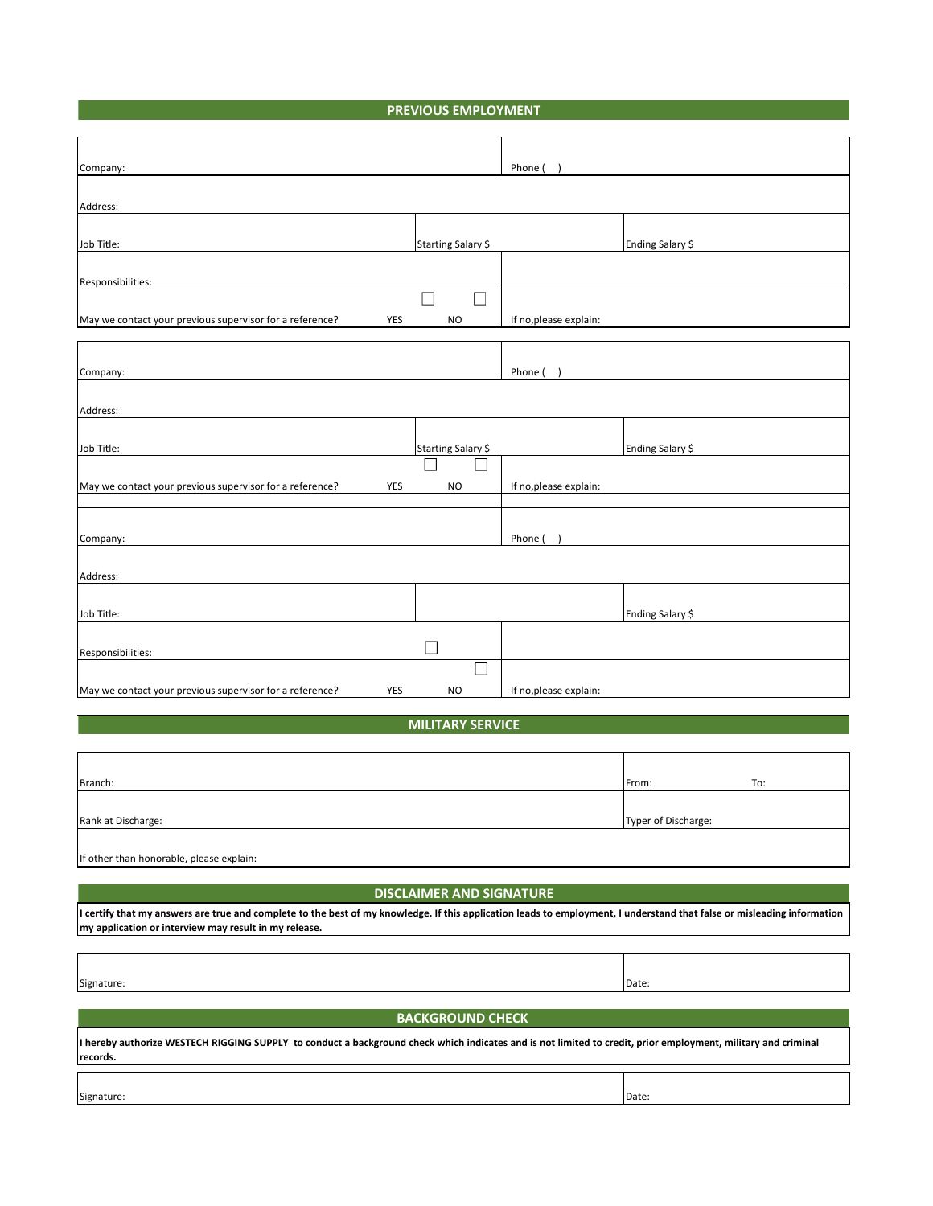## PREVIOUS EMPLOYMENT

| | | | |
|---|---|---|---|
| Company: | | Phone ( ) | |
| Address: | | | |
| Job Title: | Starting Salary $ | | Ending Salary $ |
| Responsibilities: | | | |
| May we contact your previous supervisor for a reference? YES ☐ NO ☐ | | If no,please explain: | |

| | | | |
|---|---|---|---|
| Company: | | Phone ( ) | |
| Address: | | | |
| Job Title: | Starting Salary $ | | Ending Salary $ |
| May we contact your previous supervisor for a reference? YES ☐ NO ☐ | | If no,please explain: | |
| Company: | | Phone ( ) | |
| Address: | | | |
| Job Title: | | | Ending Salary $ |
| Responsibilities: | ☐ | | |
| May we contact your previous supervisor for a reference? YES NO ☐ | | If no,please explain: | |

## MILITARY SERVICE

| | |
|---|---|
| Branch: | From: To: |
| Rank at Discharge: | Typer of Discharge: |
| If other than honorable, please explain: | |

## DISCLAIMER AND SIGNATURE

**I certify that my answers are true and complete to the best of my knowledge. If this application leads to employment, I understand that false or misleading information my application or interview may result in my release.**

| | |
|---|---|
| Signature: | Date: |

## BACKGROUND CHECK

**I hereby authorize WESTECH RIGGING SUPPLY to conduct a background check which indicates and is not limited to credit, prior employment, military and criminal records.**

| | |
|---|---|
| Signature: | Date: |